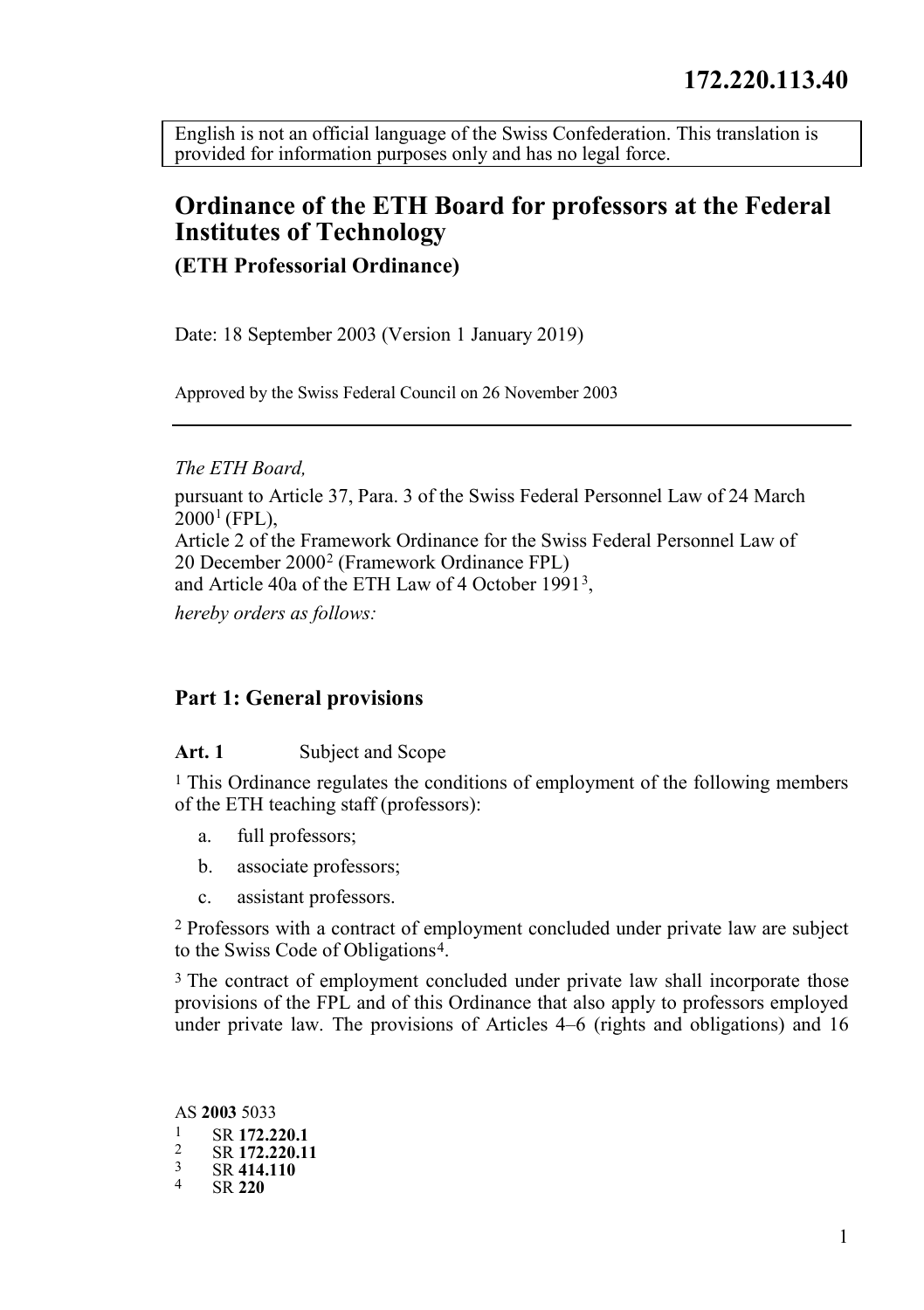172.220.113.40

English is not an official language of the Swiss Confederation. This translation is provided for information purposes only and has no legal force.

# Ordinance of the ETH Board for professors at the Federal Institutes of Technology

## (ETH Professorial Ordinance)

Date: 18 September 2003 (Version 1 January 2019)

Approved by the Swiss Federal Council on 26 November 2003

---

*The ETH Board,*

pursuant to Article 37, Para. 3 of the Swiss Federal Personnel Law of 24 March 2000[1] (FPL),
Article 2 of the Framework Ordinance for the Swiss Federal Personnel Law of 20 December 2000[2] (Framework Ordinance FPL)
and Article 40a of the ETH Law of 4 October 1991[3],

*hereby orders as follows:*

## Part 1: General provisions

**Art. 1** Subject and Scope

[1] This Ordinance regulates the conditions of employment of the following members of the ETH teaching staff (professors):

a. full professors;

b. associate professors;

c. assistant professors.

[2] Professors with a contract of employment concluded under private law are subject to the Swiss Code of Obligations[4].

[3] The contract of employment concluded under private law shall incorporate those provisions of the FPL and of this Ordinance that also apply to professors employed under private law. The provisions of Articles 4–6 (rights and obligations) and 16

AS **2003** 5033

[1] SR **172.220.1**
[2] SR **172.220.11**
[3] SR **414.110**
[4] SR **220**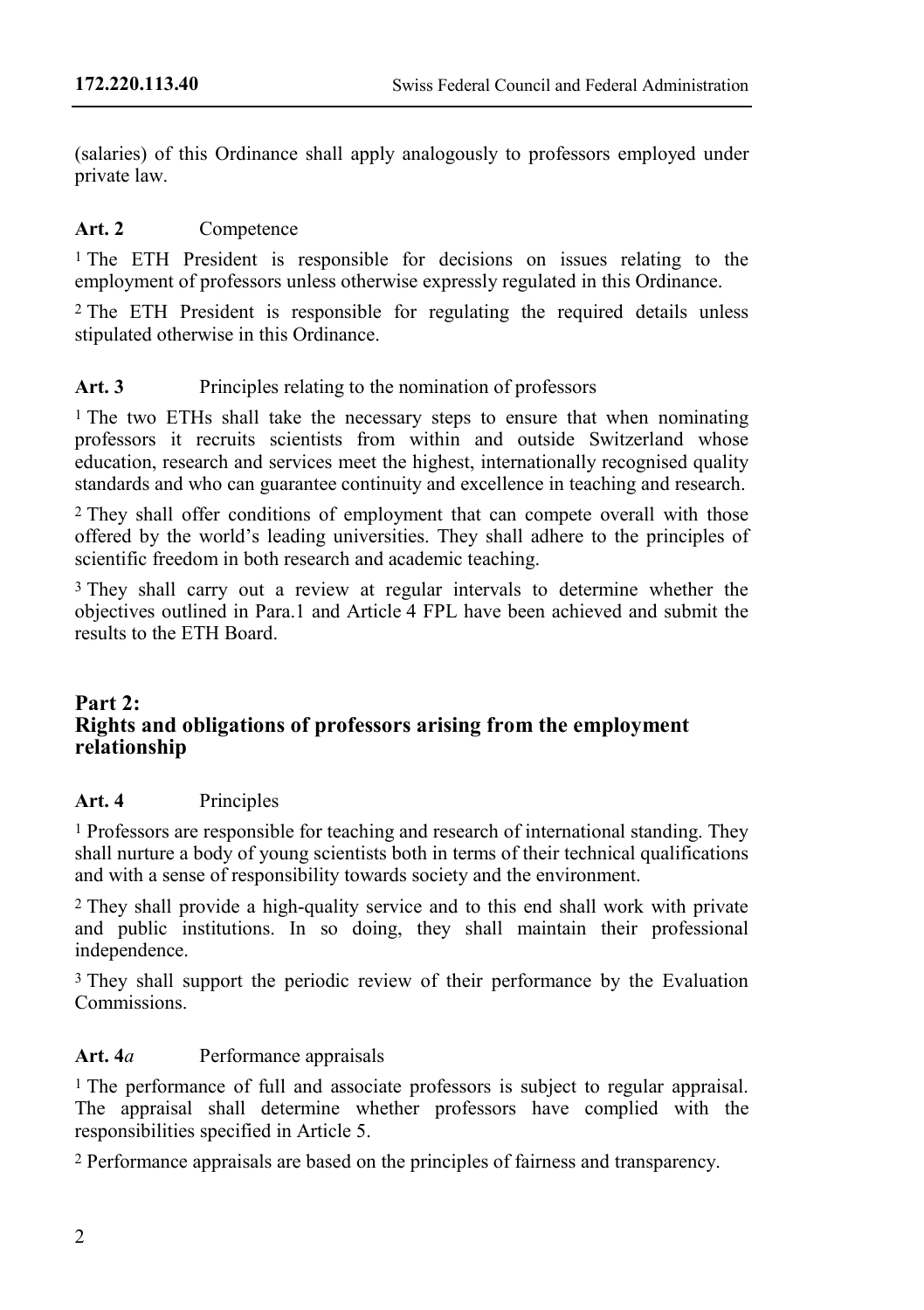(salaries) of this Ordinance shall apply analogously to professors employed under private law.

### Art. 2 Competence

[1] The ETH President is responsible for decisions on issues relating to the employment of professors unless otherwise expressly regulated in this Ordinance.

[2] The ETH President is responsible for regulating the required details unless stipulated otherwise in this Ordinance.

### Art. 3 Principles relating to the nomination of professors

[1] The two ETHs shall take the necessary steps to ensure that when nominating professors it recruits scientists from within and outside Switzerland whose education, research and services meet the highest, internationally recognised quality standards and who can guarantee continuity and excellence in teaching and research.

[2] They shall offer conditions of employment that can compete overall with those offered by the world's leading universities. They shall adhere to the principles of scientific freedom in both research and academic teaching.

[3] They shall carry out a review at regular intervals to determine whether the objectives outlined in Para.1 and Article 4 FPL have been achieved and submit the results to the ETH Board.

## Part 2: Rights and obligations of professors arising from the employment relationship

### Art. 4 Principles

[1] Professors are responsible for teaching and research of international standing. They shall nurture a body of young scientists both in terms of their technical qualifications and with a sense of responsibility towards society and the environment.

[2] They shall provide a high-quality service and to this end shall work with private and public institutions. In so doing, they shall maintain their professional independence.

[3] They shall support the periodic review of their performance by the Evaluation Commissions.

### Art. 4*a* Performance appraisals

[1] The performance of full and associate professors is subject to regular appraisal. The appraisal shall determine whether professors have complied with the responsibilities specified in Article 5.

[2] Performance appraisals are based on the principles of fairness and transparency.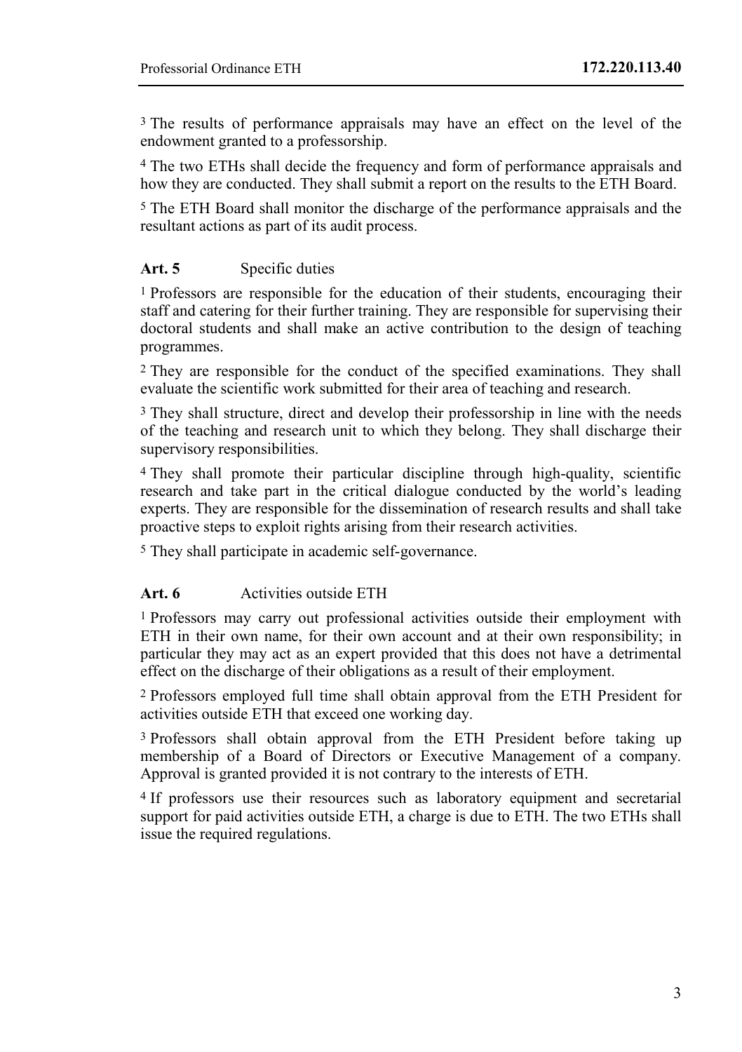[3] The results of performance appraisals may have an effect on the level of the endowment granted to a professorship.

[4] The two ETHs shall decide the frequency and form of performance appraisals and how they are conducted. They shall submit a report on the results to the ETH Board.

[5] The ETH Board shall monitor the discharge of the performance appraisals and the resultant actions as part of its audit process.

### Art. 5 Specific duties

[1] Professors are responsible for the education of their students, encouraging their staff and catering for their further training. They are responsible for supervising their doctoral students and shall make an active contribution to the design of teaching programmes.

[2] They are responsible for the conduct of the specified examinations. They shall evaluate the scientific work submitted for their area of teaching and research.

[3] They shall structure, direct and develop their professorship in line with the needs of the teaching and research unit to which they belong. They shall discharge their supervisory responsibilities.

[4] They shall promote their particular discipline through high-quality, scientific research and take part in the critical dialogue conducted by the world's leading experts. They are responsible for the dissemination of research results and shall take proactive steps to exploit rights arising from their research activities.

[5] They shall participate in academic self-governance.

### Art. 6 Activities outside ETH

[1] Professors may carry out professional activities outside their employment with ETH in their own name, for their own account and at their own responsibility; in particular they may act as an expert provided that this does not have a detrimental effect on the discharge of their obligations as a result of their employment.

[2] Professors employed full time shall obtain approval from the ETH President for activities outside ETH that exceed one working day.

[3] Professors shall obtain approval from the ETH President before taking up membership of a Board of Directors or Executive Management of a company. Approval is granted provided it is not contrary to the interests of ETH.

[4] If professors use their resources such as laboratory equipment and secretarial support for paid activities outside ETH, a charge is due to ETH. The two ETHs shall issue the required regulations.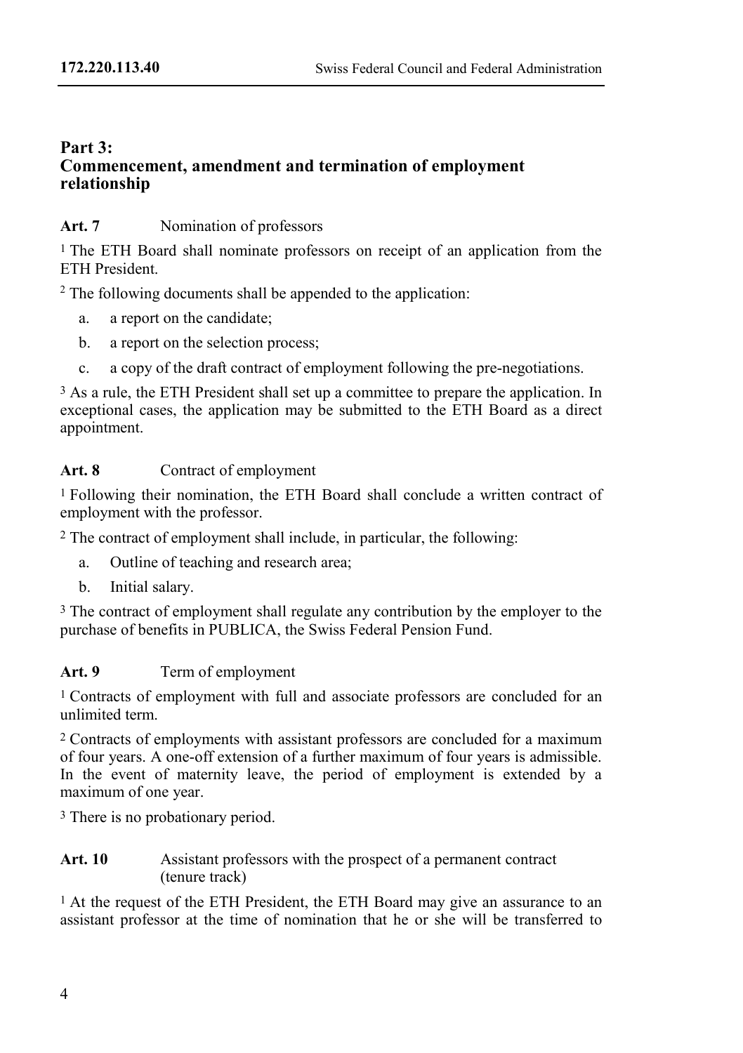## Part 3: Commencement, amendment and termination of employment relationship

**Art. 7** Nomination of professors

[1] The ETH Board shall nominate professors on receipt of an application from the ETH President.

[2] The following documents shall be appended to the application:

a. a report on the candidate;

b. a report on the selection process;

c. a copy of the draft contract of employment following the pre-negotiations.

[3] As a rule, the ETH President shall set up a committee to prepare the application. In exceptional cases, the application may be submitted to the ETH Board as a direct appointment.

**Art. 8** Contract of employment

[1] Following their nomination, the ETH Board shall conclude a written contract of employment with the professor.

[2] The contract of employment shall include, in particular, the following:

a. Outline of teaching and research area;

b. Initial salary.

[3] The contract of employment shall regulate any contribution by the employer to the purchase of benefits in PUBLICA, the Swiss Federal Pension Fund.

**Art. 9** Term of employment

[1] Contracts of employment with full and associate professors are concluded for an unlimited term.

[2] Contracts of employments with assistant professors are concluded for a maximum of four years. A one-off extension of a further maximum of four years is admissible. In the event of maternity leave, the period of employment is extended by a maximum of one year.

[3] There is no probationary period.

**Art. 10** Assistant professors with the prospect of a permanent contract (tenure track)

[1] At the request of the ETH President, the ETH Board may give an assurance to an assistant professor at the time of nomination that he or she will be transferred to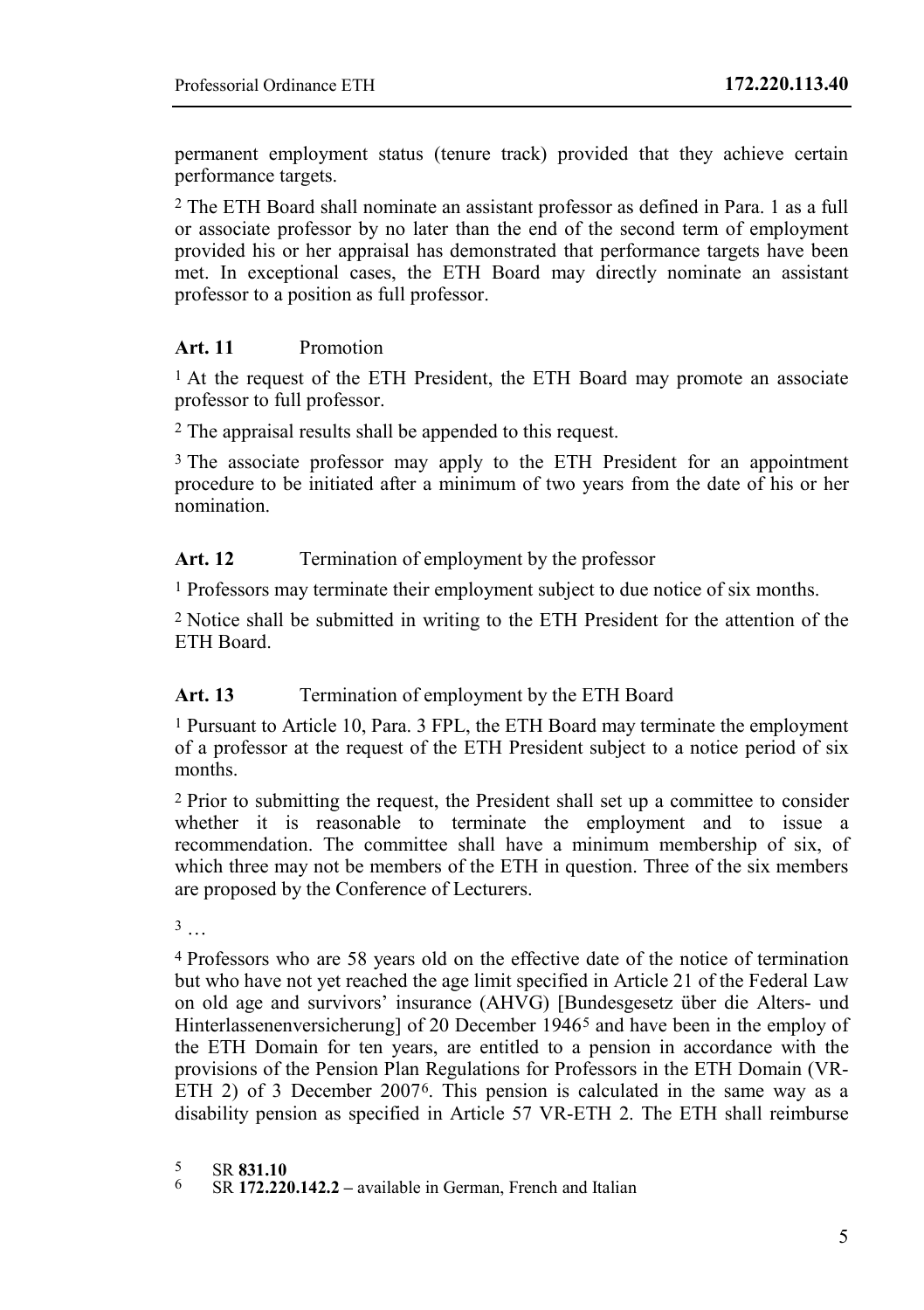permanent employment status (tenure track) provided that they achieve certain performance targets.

[2] The ETH Board shall nominate an assistant professor as defined in Para. 1 as a full or associate professor by no later than the end of the second term of employment provided his or her appraisal has demonstrated that performance targets have been met. In exceptional cases, the ETH Board may directly nominate an assistant professor to a position as full professor.

### Art. 11 Promotion

[1] At the request of the ETH President, the ETH Board may promote an associate professor to full professor.

[2] The appraisal results shall be appended to this request.

[3] The associate professor may apply to the ETH President for an appointment procedure to be initiated after a minimum of two years from the date of his or her nomination.

### Art. 12 Termination of employment by the professor

[1] Professors may terminate their employment subject to due notice of six months.

[2] Notice shall be submitted in writing to the ETH President for the attention of the ETH Board.

### Art. 13 Termination of employment by the ETH Board

[1] Pursuant to Article 10, Para. 3 FPL, the ETH Board may terminate the employment of a professor at the request of the ETH President subject to a notice period of six months.

[2] Prior to submitting the request, the President shall set up a committee to consider whether it is reasonable to terminate the employment and to issue a recommendation. The committee shall have a minimum membership of six, of which three may not be members of the ETH in question. Three of the six members are proposed by the Conference of Lecturers.

[3] …

[4] Professors who are 58 years old on the effective date of the notice of termination but who have not yet reached the age limit specified in Article 21 of the Federal Law on old age and survivors' insurance (AHVG) [Bundesgesetz über die Alters- und Hinterlassenenversicherung] of 20 December 1946[5] and have been in the employ of the ETH Domain for ten years, are entitled to a pension in accordance with the provisions of the Pension Plan Regulations for Professors in the ETH Domain (VR-ETH 2) of 3 December 2007[6]. This pension is calculated in the same way as a disability pension as specified in Article 57 VR-ETH 2. The ETH shall reimburse

[5] SR **831.10**

[6] SR **172.220.142.2** – available in German, French and Italian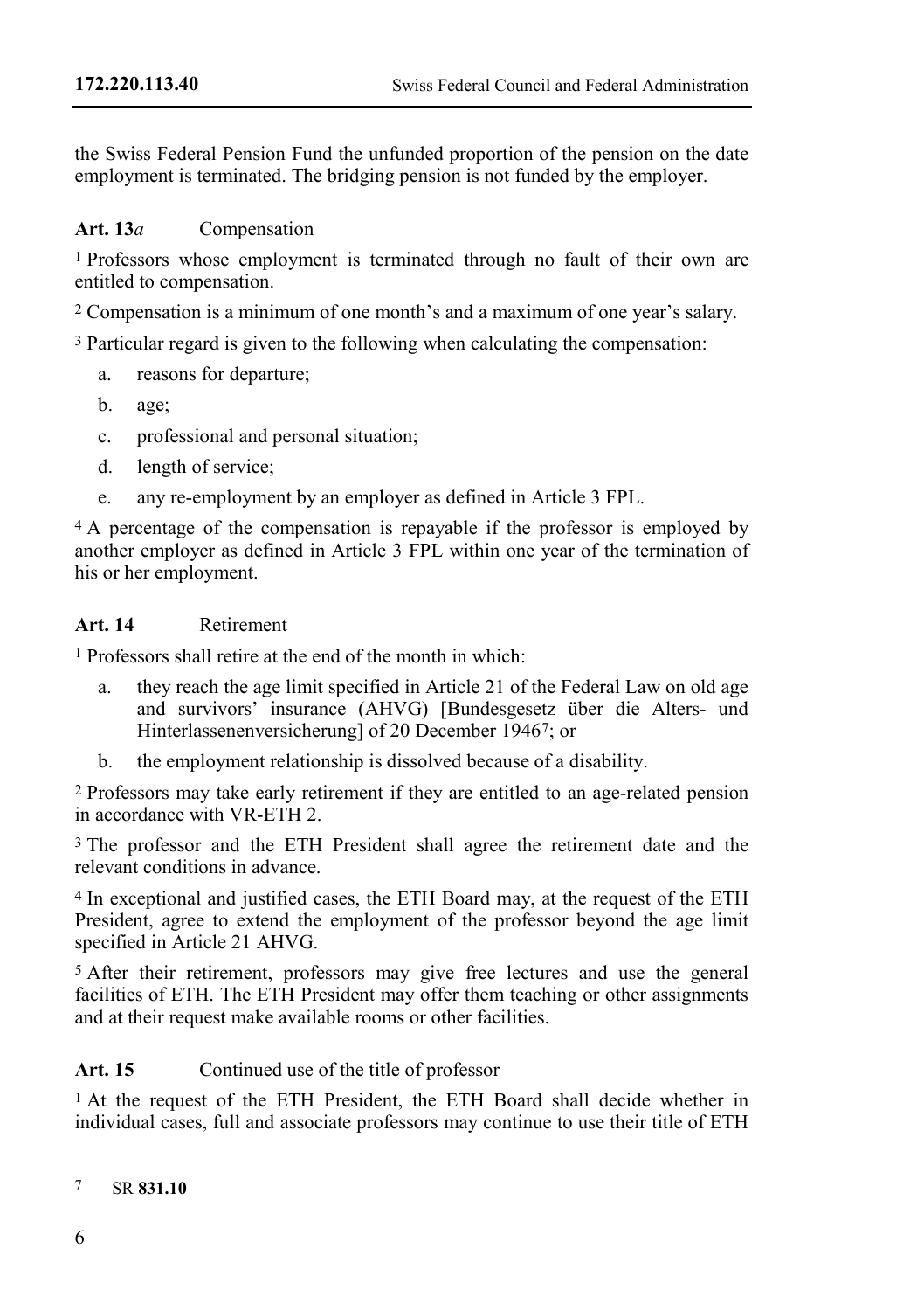the Swiss Federal Pension Fund the unfunded proportion of the pension on the date employment is terminated. The bridging pension is not funded by the employer.

### Art. 13*a* Compensation

[1] Professors whose employment is terminated through no fault of their own are entitled to compensation.

[2] Compensation is a minimum of one month's and a maximum of one year's salary.

[3] Particular regard is given to the following when calculating the compensation:

a. reasons for departure;

b. age;

c. professional and personal situation;

d. length of service;

e. any re-employment by an employer as defined in Article 3 FPL.

[4] A percentage of the compensation is repayable if the professor is employed by another employer as defined in Article 3 FPL within one year of the termination of his or her employment.

### Art. 14 Retirement

[1] Professors shall retire at the end of the month in which:

a. they reach the age limit specified in Article 21 of the Federal Law on old age and survivors' insurance (AHVG) [Bundesgesetz über die Alters- und Hinterlassenenversicherung] of 20 December 1946[7]; or

b. the employment relationship is dissolved because of a disability.

[2] Professors may take early retirement if they are entitled to an age-related pension in accordance with VR-ETH 2.

[3] The professor and the ETH President shall agree the retirement date and the relevant conditions in advance.

[4] In exceptional and justified cases, the ETH Board may, at the request of the ETH President, agree to extend the employment of the professor beyond the age limit specified in Article 21 AHVG.

[5] After their retirement, professors may give free lectures and use the general facilities of ETH. The ETH President may offer them teaching or other assignments and at their request make available rooms or other facilities.

### Art. 15 Continued use of the title of professor

[1] At the request of the ETH President, the ETH Board shall decide whether in individual cases, full and associate professors may continue to use their title of ETH

---

[7] SR **831.10**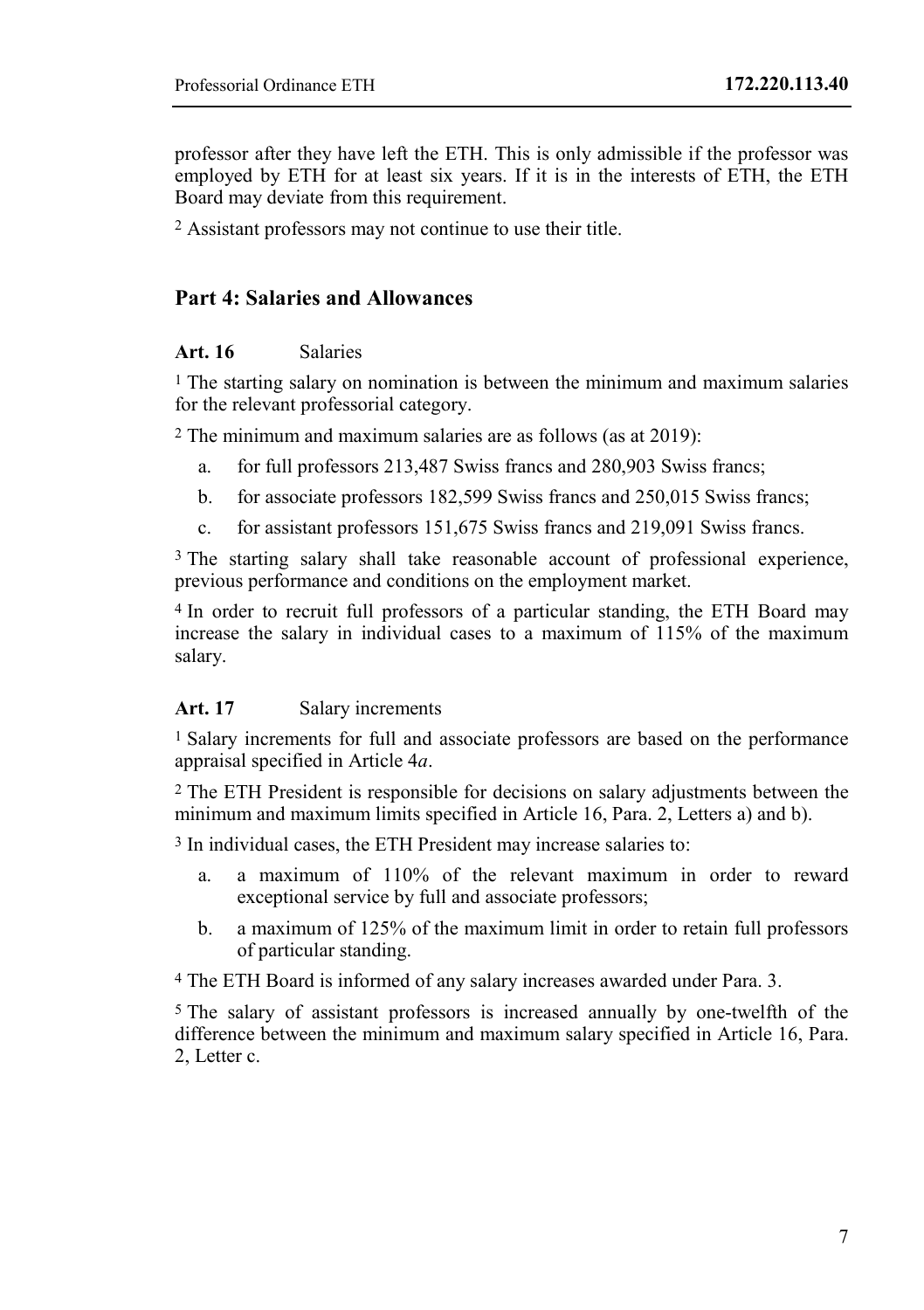professor after they have left the ETH. This is only admissible if the professor was employed by ETH for at least six years. If it is in the interests of ETH, the ETH Board may deviate from this requirement.

[2] Assistant professors may not continue to use their title.

## Part 4: Salaries and Allowances

### Art. 16 Salaries

[1] The starting salary on nomination is between the minimum and maximum salaries for the relevant professorial category.

[2] The minimum and maximum salaries are as follows (as at 2019):

a. for full professors 213,487 Swiss francs and 280,903 Swiss francs;

b. for associate professors 182,599 Swiss francs and 250,015 Swiss francs;

c. for assistant professors 151,675 Swiss francs and 219,091 Swiss francs.

[3] The starting salary shall take reasonable account of professional experience, previous performance and conditions on the employment market.

[4] In order to recruit full professors of a particular standing, the ETH Board may increase the salary in individual cases to a maximum of 115% of the maximum salary.

### Art. 17 Salary increments

[1] Salary increments for full and associate professors are based on the performance appraisal specified in Article 4*a*.

[2] The ETH President is responsible for decisions on salary adjustments between the minimum and maximum limits specified in Article 16, Para. 2, Letters a) and b).

[3] In individual cases, the ETH President may increase salaries to:

a. a maximum of 110% of the relevant maximum in order to reward exceptional service by full and associate professors;

b. a maximum of 125% of the maximum limit in order to retain full professors of particular standing.

[4] The ETH Board is informed of any salary increases awarded under Para. 3.

[5] The salary of assistant professors is increased annually by one-twelfth of the difference between the minimum and maximum salary specified in Article 16, Para. 2, Letter c.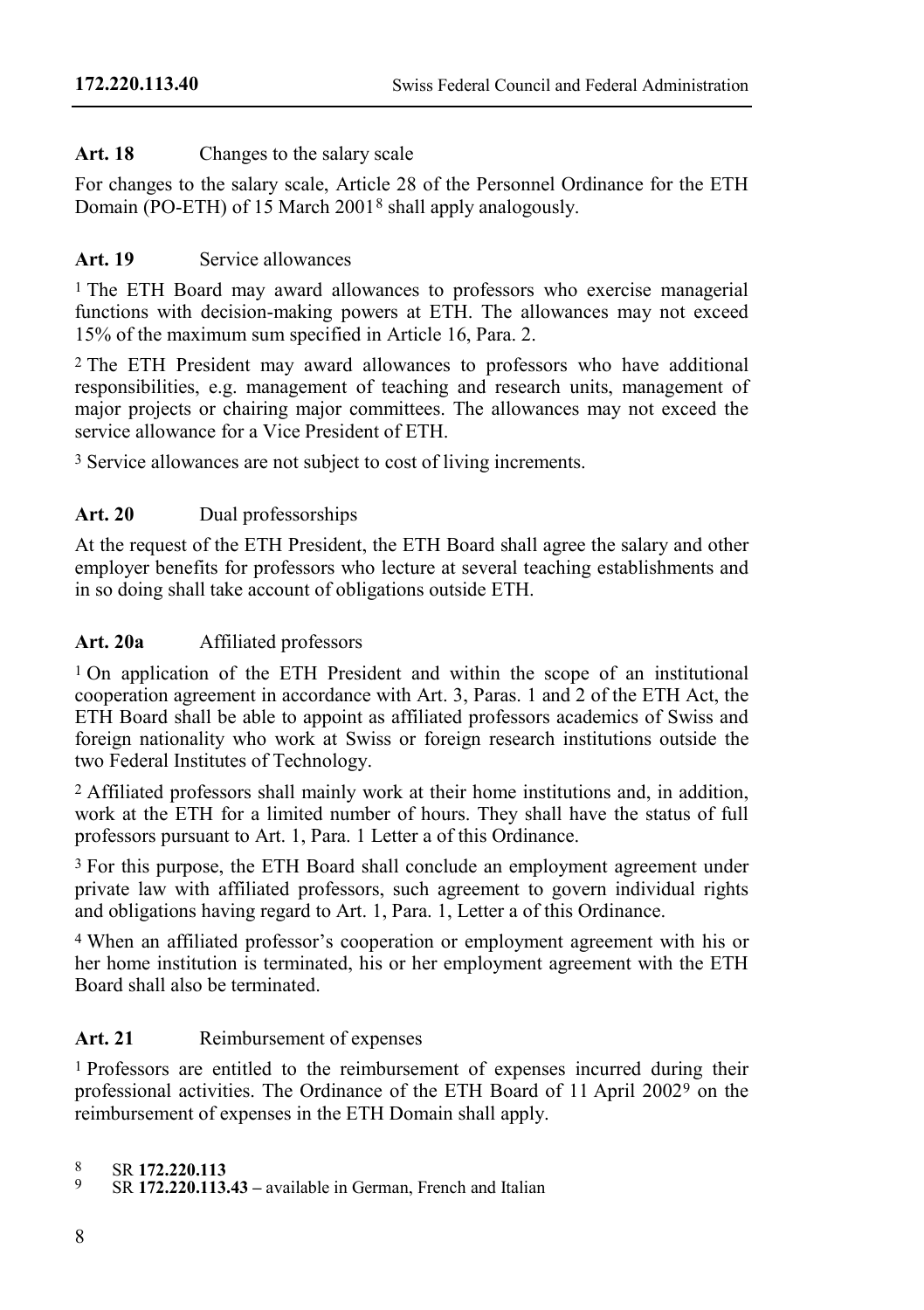**Art. 18** Changes to the salary scale

For changes to the salary scale, Article 28 of the Personnel Ordinance for the ETH Domain (PO-ETH) of 15 March 2001[8] shall apply analogously.

**Art. 19** Service allowances

[1] The ETH Board may award allowances to professors who exercise managerial functions with decision-making powers at ETH. The allowances may not exceed 15% of the maximum sum specified in Article 16, Para. 2.

[2] The ETH President may award allowances to professors who have additional responsibilities, e.g. management of teaching and research units, management of major projects or chairing major committees. The allowances may not exceed the service allowance for a Vice President of ETH.

[3] Service allowances are not subject to cost of living increments.

**Art. 20** Dual professorships

At the request of the ETH President, the ETH Board shall agree the salary and other employer benefits for professors who lecture at several teaching establishments and in so doing shall take account of obligations outside ETH.

**Art. 20a** Affiliated professors

[1] On application of the ETH President and within the scope of an institutional cooperation agreement in accordance with Art. 3, Paras. 1 and 2 of the ETH Act, the ETH Board shall be able to appoint as affiliated professors academics of Swiss and foreign nationality who work at Swiss or foreign research institutions outside the two Federal Institutes of Technology.

[2] Affiliated professors shall mainly work at their home institutions and, in addition, work at the ETH for a limited number of hours. They shall have the status of full professors pursuant to Art. 1, Para. 1 Letter a of this Ordinance.

[3] For this purpose, the ETH Board shall conclude an employment agreement under private law with affiliated professors, such agreement to govern individual rights and obligations having regard to Art. 1, Para. 1, Letter a of this Ordinance.

[4] When an affiliated professor's cooperation or employment agreement with his or her home institution is terminated, his or her employment agreement with the ETH Board shall also be terminated.

**Art. 21** Reimbursement of expenses

[1] Professors are entitled to the reimbursement of expenses incurred during their professional activities. The Ordinance of the ETH Board of 11 April 2002[9] on the reimbursement of expenses in the ETH Domain shall apply.

---

[8] SR **172.220.113**

[9] SR **172.220.113.43** – available in German, French and Italian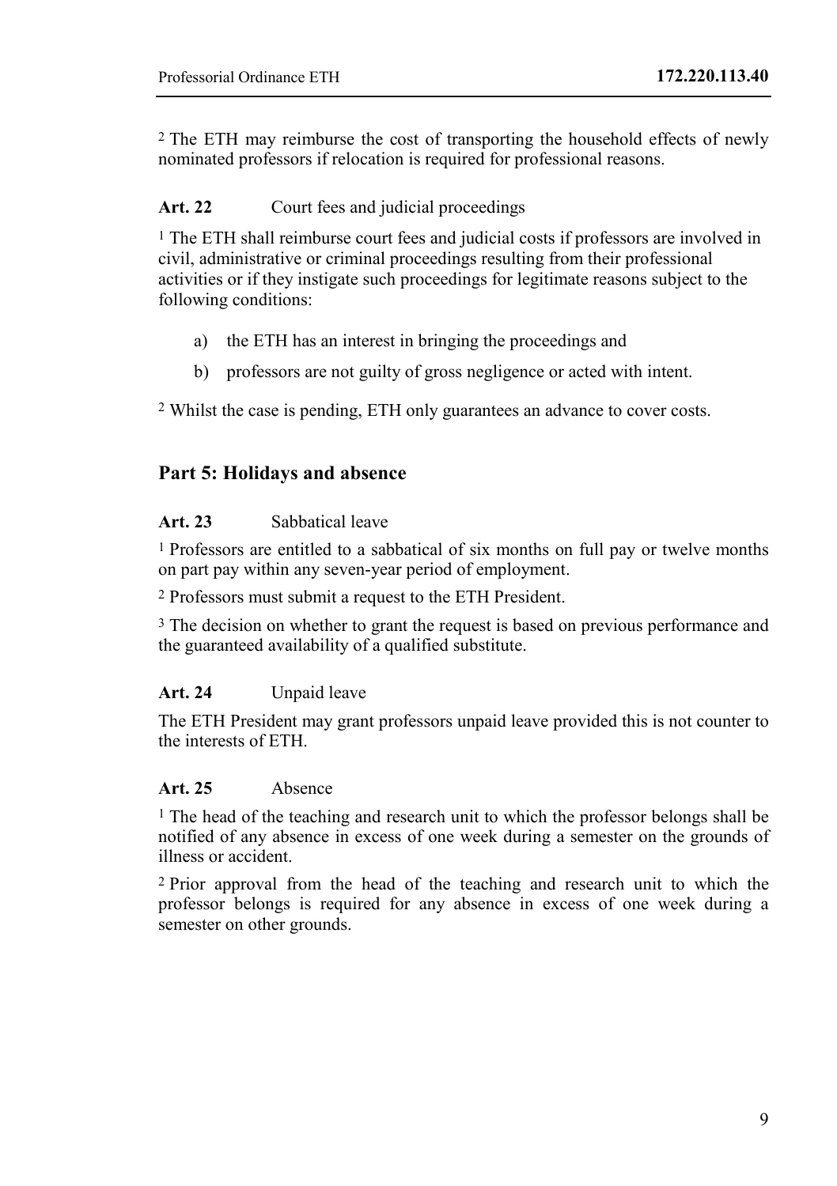[2] The ETH may reimburse the cost of transporting the household effects of newly nominated professors if relocation is required for professional reasons.

**Art. 22** Court fees and judicial proceedings

[1] The ETH shall reimburse court fees and judicial costs if professors are involved in civil, administrative or criminal proceedings resulting from their professional activities or if they instigate such proceedings for legitimate reasons subject to the following conditions:

a) the ETH has an interest in bringing the proceedings and

b) professors are not guilty of gross negligence or acted with intent.

[2] Whilst the case is pending, ETH only guarantees an advance to cover costs.

## Part 5: Holidays and absence

**Art. 23** Sabbatical leave

[1] Professors are entitled to a sabbatical of six months on full pay or twelve months on part pay within any seven-year period of employment.

[2] Professors must submit a request to the ETH President.

[3] The decision on whether to grant the request is based on previous performance and the guaranteed availability of a qualified substitute.

**Art. 24** Unpaid leave

The ETH President may grant professors unpaid leave provided this is not counter to the interests of ETH.

**Art. 25** Absence

[1] The head of the teaching and research unit to which the professor belongs shall be notified of any absence in excess of one week during a semester on the grounds of illness or accident.

[2] Prior approval from the head of the teaching and research unit to which the professor belongs is required for any absence in excess of one week during a semester on other grounds.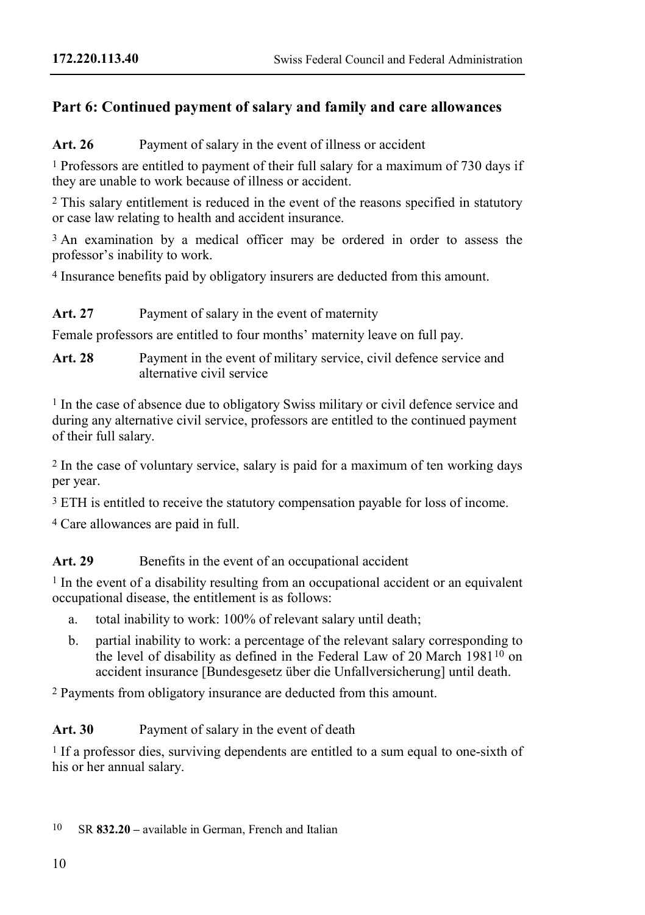## Part 6: Continued payment of salary and family and care allowances

**Art. 26** Payment of salary in the event of illness or accident

1 Professors are entitled to payment of their full salary for a maximum of 730 days if they are unable to work because of illness or accident.

2 This salary entitlement is reduced in the event of the reasons specified in statutory or case law relating to health and accident insurance.

3 An examination by a medical officer may be ordered in order to assess the professor's inability to work.

4 Insurance benefits paid by obligatory insurers are deducted from this amount.

**Art. 27** Payment of salary in the event of maternity

Female professors are entitled to four months' maternity leave on full pay.

**Art. 28** Payment in the event of military service, civil defence service and alternative civil service

1 In the case of absence due to obligatory Swiss military or civil defence service and during any alternative civil service, professors are entitled to the continued payment of their full salary.

2 In the case of voluntary service, salary is paid for a maximum of ten working days per year.

3 ETH is entitled to receive the statutory compensation payable for loss of income.

4 Care allowances are paid in full.

**Art. 29** Benefits in the event of an occupational accident

1 In the event of a disability resulting from an occupational accident or an equivalent occupational disease, the entitlement is as follows:

a. total inability to work: 100% of relevant salary until death;

b. partial inability to work: a percentage of the relevant salary corresponding to the level of disability as defined in the Federal Law of 20 March 1981[10] on accident insurance [Bundesgesetz über die Unfallversicherung] until death.

2 Payments from obligatory insurance are deducted from this amount.

**Art. 30** Payment of salary in the event of death

1 If a professor dies, surviving dependents are entitled to a sum equal to one-sixth of his or her annual salary.

10 SR **832.20** – available in German, French and Italian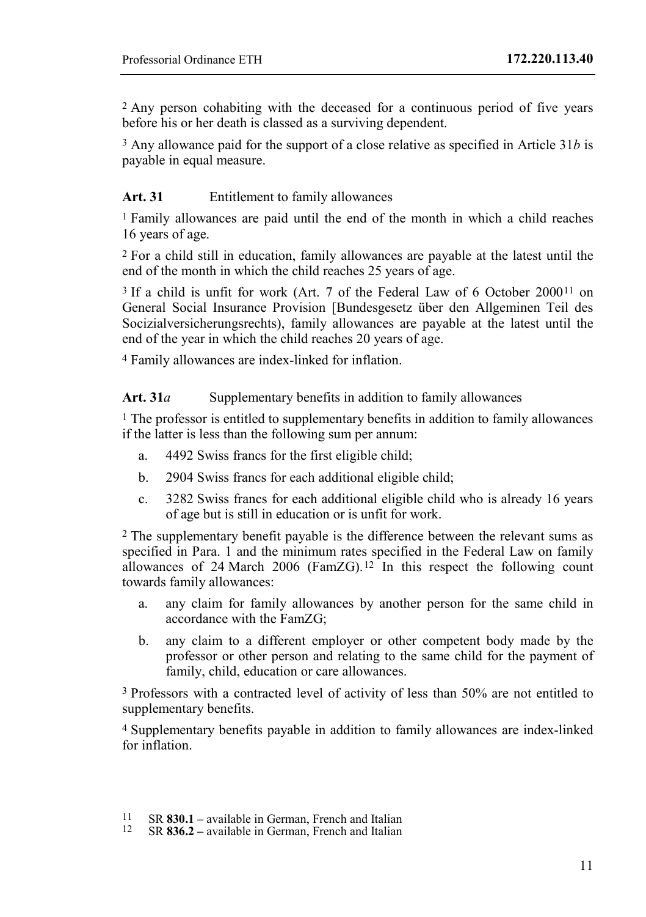[2] Any person cohabiting with the deceased for a continuous period of five years before his or her death is classed as a surviving dependent.

[3] Any allowance paid for the support of a close relative as specified in Article 31*b* is payable in equal measure.

**Art. 31** Entitlement to family allowances

[1] Family allowances are paid until the end of the month in which a child reaches 16 years of age.

[2] For a child still in education, family allowances are payable at the latest until the end of the month in which the child reaches 25 years of age.

[3] If a child is unfit for work (Art. 7 of the Federal Law of 6 October 2000[11] on General Social Insurance Provision [Bundesgesetz über den Allgemeinen Teil des Socizialversicherungsrechts), family allowances are payable at the latest until the end of the year in which the child reaches 20 years of age.

[4] Family allowances are index-linked for inflation.

**Art. 31*a*** Supplementary benefits in addition to family allowances

[1] The professor is entitled to supplementary benefits in addition to family allowances if the latter is less than the following sum per annum:

a. 4492 Swiss francs for the first eligible child;

b. 2904 Swiss francs for each additional eligible child;

c. 3282 Swiss francs for each additional eligible child who is already 16 years of age but is still in education or is unfit for work.

[2] The supplementary benefit payable is the difference between the relevant sums as specified in Para. 1 and the minimum rates specified in the Federal Law on family allowances of 24 March 2006 (FamZG).[12] In this respect the following count towards family allowances:

a. any claim for family allowances by another person for the same child in accordance with the FamZG;

b. any claim to a different employer or other competent body made by the professor or other person and relating to the same child for the payment of family, child, education or care allowances.

[3] Professors with a contracted level of activity of less than 50% are not entitled to supplementary benefits.

[4] Supplementary benefits payable in addition to family allowances are index-linked for inflation.

---

[11] SR **830.1** – available in German, French and Italian

[12] SR **836.2** – available in German, French and Italian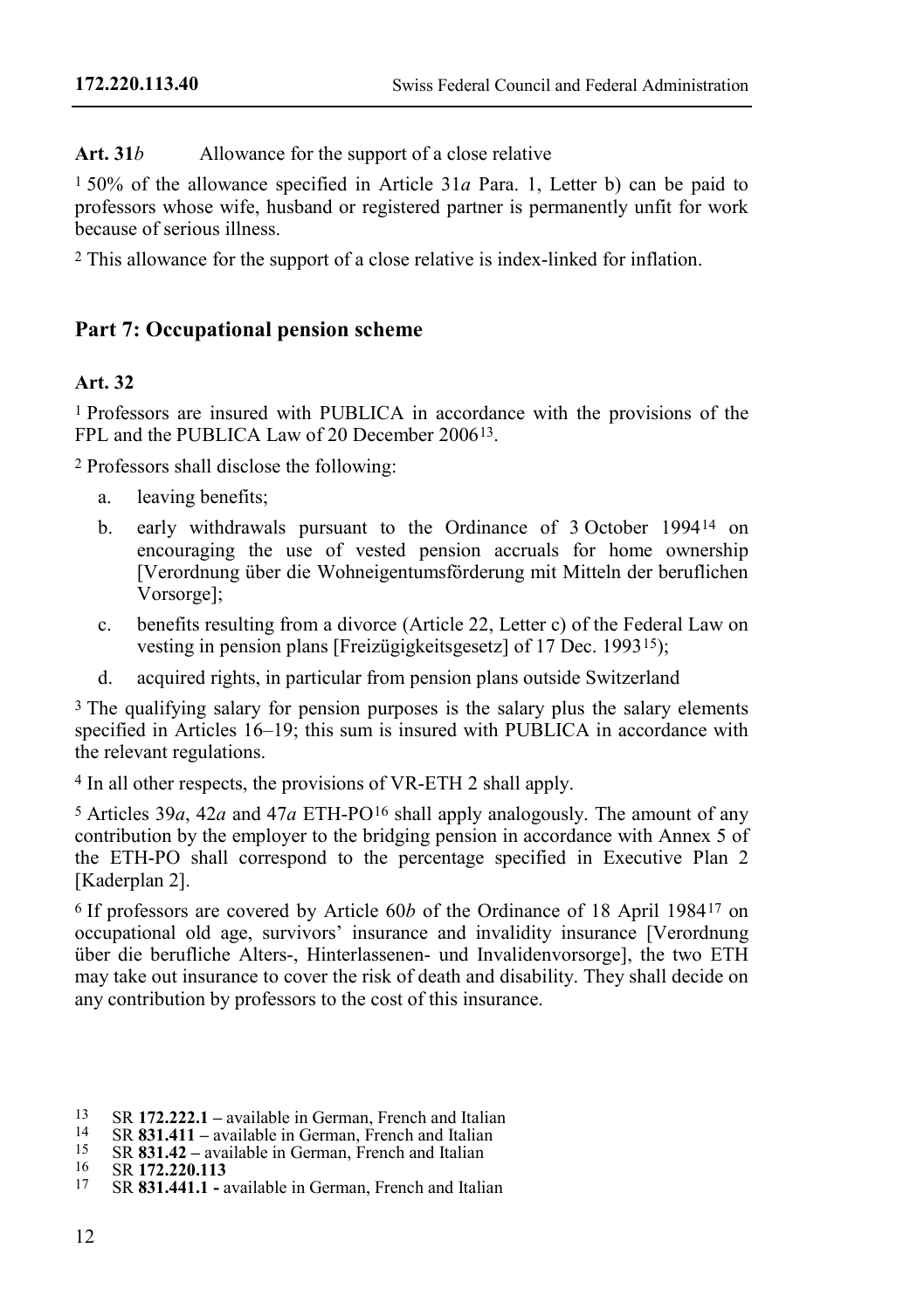**Art. 31*b*** Allowance for the support of a close relative

[1] 50% of the allowance specified in Article 31*a* Para. 1, Letter b) can be paid to professors whose wife, husband or registered partner is permanently unfit for work because of serious illness.

[2] This allowance for the support of a close relative is index-linked for inflation.

## Part 7: Occupational pension scheme

**Art. 32**

[1] Professors are insured with PUBLICA in accordance with the provisions of the FPL and the PUBLICA Law of 20 December 2006[13].

[2] Professors shall disclose the following:

a. leaving benefits;

b. early withdrawals pursuant to the Ordinance of 3 October 1994[14] on encouraging the use of vested pension accruals for home ownership [Verordnung über die Wohneigentumsförderung mit Mitteln der beruflichen Vorsorge];

c. benefits resulting from a divorce (Article 22, Letter c) of the Federal Law on vesting in pension plans [Freizügigkeitsgesetz] of 17 Dec. 1993[15]);

d. acquired rights, in particular from pension plans outside Switzerland

[3] The qualifying salary for pension purposes is the salary plus the salary elements specified in Articles 16–19; this sum is insured with PUBLICA in accordance with the relevant regulations.

[4] In all other respects, the provisions of VR-ETH 2 shall apply.

[5] Articles 39*a*, 42*a* and 47*a* ETH-PO[16] shall apply analogously. The amount of any contribution by the employer to the bridging pension in accordance with Annex 5 of the ETH-PO shall correspond to the percentage specified in Executive Plan 2 [Kaderplan 2].

[6] If professors are covered by Article 60*b* of the Ordinance of 18 April 1984[17] on occupational old age, survivors' insurance and invalidity insurance [Verordnung über die berufliche Alters-, Hinterlassenen- und Invalidenvorsorge], the two ETH may take out insurance to cover the risk of death and disability. They shall decide on any contribution by professors to the cost of this insurance.

---

[13] SR **172.222.1** – available in German, French and Italian

[14] SR **831.411** – available in German, French and Italian

[15] SR **831.42** – available in German, French and Italian

[16] SR **172.220.113**

[17] SR **831.441.1** - available in German, French and Italian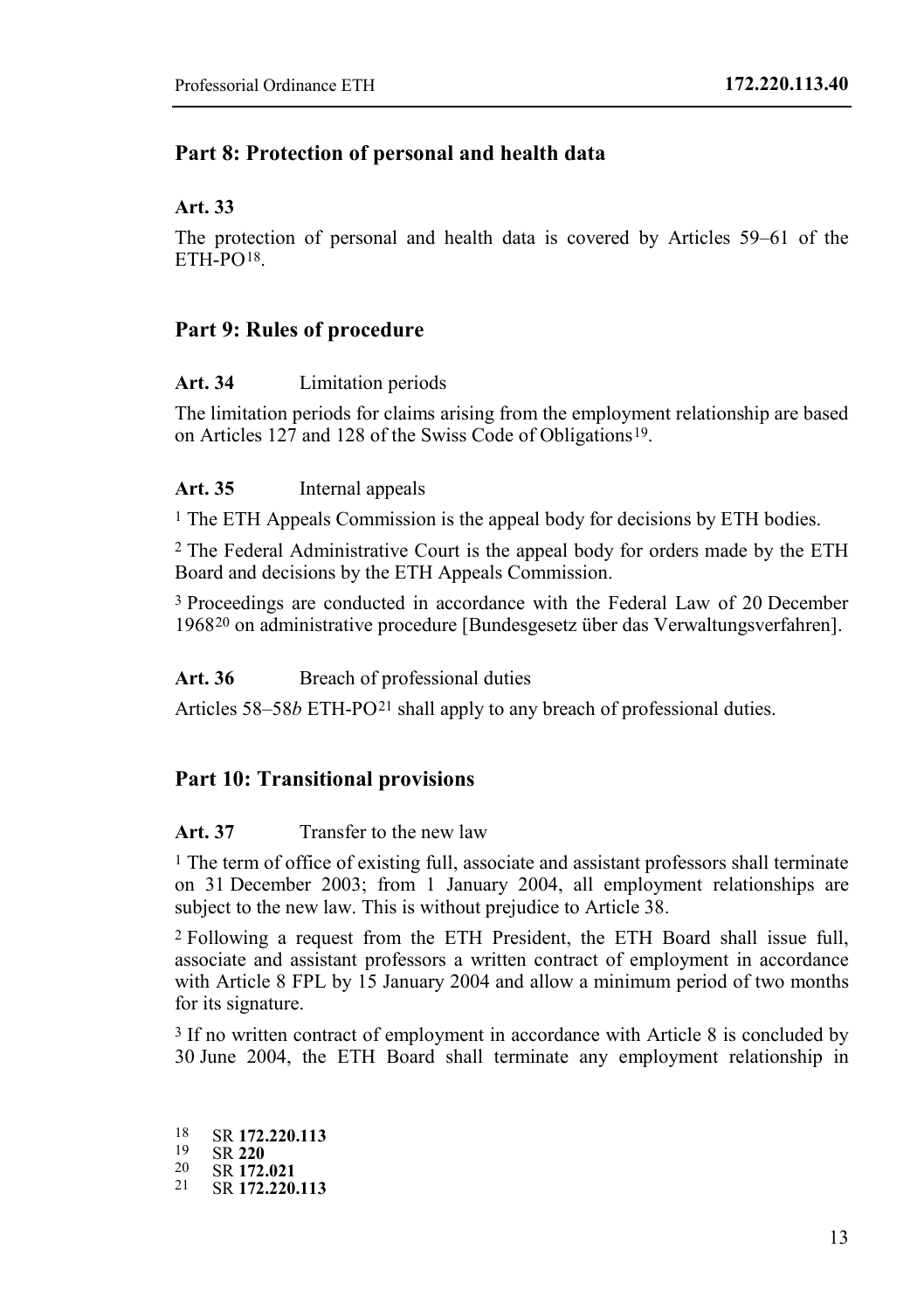## Part 8: Protection of personal and health data

### Art. 33

The protection of personal and health data is covered by Articles 59–61 of the ETH-PO[18].

## Part 9: Rules of procedure

### Art. 34 Limitation periods

The limitation periods for claims arising from the employment relationship are based on Articles 127 and 128 of the Swiss Code of Obligations[19].

### Art. 35 Internal appeals

[1] The ETH Appeals Commission is the appeal body for decisions by ETH bodies.

[2] The Federal Administrative Court is the appeal body for orders made by the ETH Board and decisions by the ETH Appeals Commission.

[3] Proceedings are conducted in accordance with the Federal Law of 20 December 1968[20] on administrative procedure [Bundesgesetz über das Verwaltungsverfahren].

### Art. 36 Breach of professional duties

Articles 58–58*b* ETH-PO[21] shall apply to any breach of professional duties.

## Part 10: Transitional provisions

### Art. 37 Transfer to the new law

[1] The term of office of existing full, associate and assistant professors shall terminate on 31 December 2003; from 1 January 2004, all employment relationships are subject to the new law. This is without prejudice to Article 38.

[2] Following a request from the ETH President, the ETH Board shall issue full, associate and assistant professors a written contract of employment in accordance with Article 8 FPL by 15 January 2004 and allow a minimum period of two months for its signature.

[3] If no written contract of employment in accordance with Article 8 is concluded by 30 June 2004, the ETH Board shall terminate any employment relationship in

---

18 SR **172.220.113**
19 SR **220**
20 SR **172.021**
21 SR **172.220.113**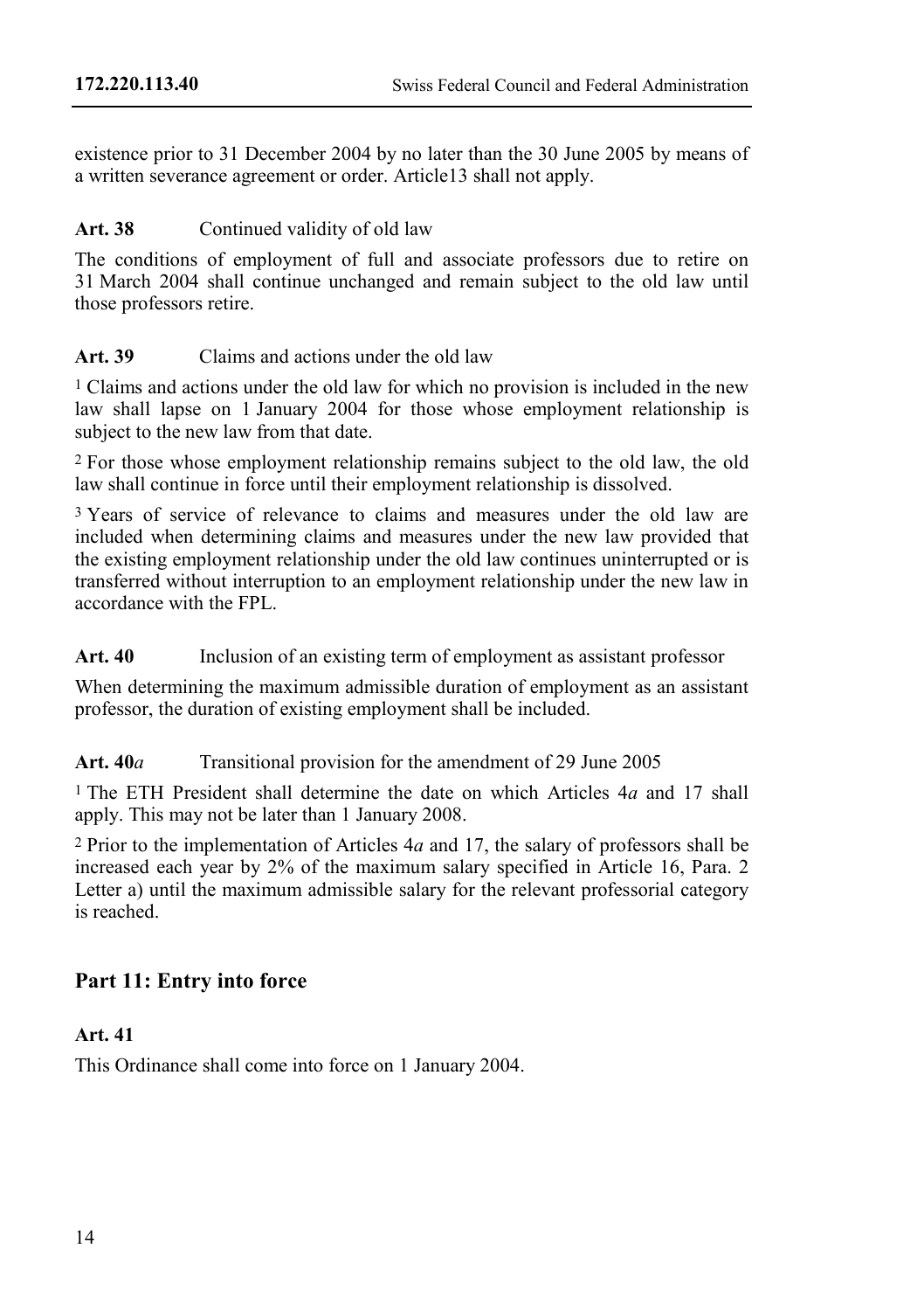existence prior to 31 December 2004 by no later than the 30 June 2005 by means of a written severance agreement or order. Article13 shall not apply.

**Art. 38** Continued validity of old law

The conditions of employment of full and associate professors due to retire on 31 March 2004 shall continue unchanged and remain subject to the old law until those professors retire.

**Art. 39** Claims and actions under the old law

[1] Claims and actions under the old law for which no provision is included in the new law shall lapse on 1 January 2004 for those whose employment relationship is subject to the new law from that date.

[2] For those whose employment relationship remains subject to the old law, the old law shall continue in force until their employment relationship is dissolved.

[3] Years of service of relevance to claims and measures under the old law are included when determining claims and measures under the new law provided that the existing employment relationship under the old law continues uninterrupted or is transferred without interruption to an employment relationship under the new law in accordance with the FPL.

**Art. 40** Inclusion of an existing term of employment as assistant professor

When determining the maximum admissible duration of employment as an assistant professor, the duration of existing employment shall be included.

**Art. 40*a*** Transitional provision for the amendment of 29 June 2005

[1] The ETH President shall determine the date on which Articles 4*a* and 17 shall apply. This may not be later than 1 January 2008.

[2] Prior to the implementation of Articles 4*a* and 17, the salary of professors shall be increased each year by 2% of the maximum salary specified in Article 16, Para. 2 Letter a) until the maximum admissible salary for the relevant professorial category is reached.

## Part 11: Entry into force

**Art. 41**

This Ordinance shall come into force on 1 January 2004.